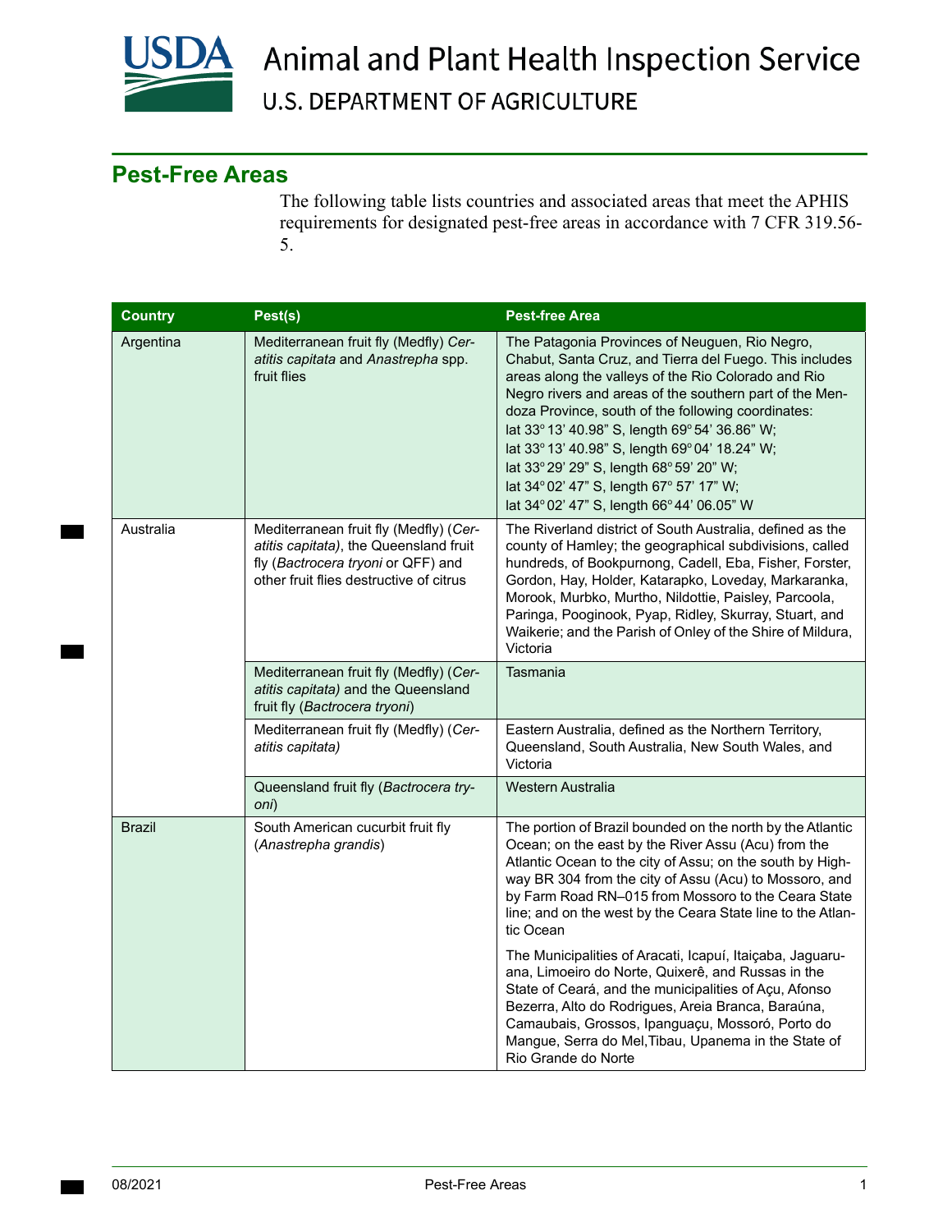# Animal and Plant Health Inspection Service

U.S. DEPARTMENT OF AGRICULTURE

## Pest-Free Areas

The following table lists countries and associated areas that meet the APHIS requirements for designated pest-free areas in accordance with 7 CFR 319.56-5.

| Country | Pest(s) | Pest-free Area |
|---|---|---|
| Argentina | Mediterranean fruit fly (Medfly) *Ceratitis capitata* and *Anastrepha* spp. fruit flies | The Patagonia Provinces of Neuguen, Rio Negro, Chabut, Santa Cruz, and Tierra del Fuego. This includes areas along the valleys of the Rio Colorado and Rio Negro rivers and areas of the southern part of the Mendoza Province, south of the following coordinates: lat 33° 13' 40.98" S, length 69° 54' 36.86" W; lat 33° 13' 40.98" S, length 69° 04' 18.24" W; lat 33° 29' 29" S, length 68° 59' 20" W; lat 34° 02' 47" S, length 67° 57' 17" W; lat 34° 02' 47" S, length 66° 44' 06.05" W |
| Australia | Mediterranean fruit fly (Medfly) (*Ceratitis capitata*), the Queensland fruit fly (*Bactrocera tryoni* or QFF) and other fruit flies destructive of citrus | The Riverland district of South Australia, defined as the county of Hamley; the geographical subdivisions, called hundreds, of Bookpurnong, Cadell, Eba, Fisher, Forster, Gordon, Hay, Holder, Katarapko, Loveday, Markaranka, Morook, Murbko, Murtho, Nildottie, Paisley, Parcoola, Paringa, Pooginook, Pyap, Ridley, Skurray, Stuart, and Waikerie; and the Parish of Onley of the Shire of Mildura, Victoria |
| | Mediterranean fruit fly (Medfly) (*Ceratitis capitata)* and the Queensland fruit fly (*Bactrocera tryoni*) | Tasmania |
| | Mediterranean fruit fly (Medfly) (*Ceratitis capitata)* | Eastern Australia, defined as the Northern Territory, Queensland, South Australia, New South Wales, and Victoria |
| | Queensland fruit fly (*Bactrocera tryoni*) | Western Australia |
| Brazil | South American cucurbit fruit fly (*Anastrepha grandis*) | The portion of Brazil bounded on the north by the Atlantic Ocean; on the east by the River Assu (Acu) from the Atlantic Ocean to the city of Assu; on the south by Highway BR 304 from the city of Assu (Acu) to Mossoro, and by Farm Road RN–015 from Mossoro to the Ceara State line; and on the west by the Ceara State line to the Atlantic Ocean<br><br>The Municipalities of Aracati, Icapuí, Itaiçaba, Jaguaruana, Limoeiro do Norte, Quixerê, and Russas in the State of Ceará, and the municipalities of Açu, Afonso Bezerra, Alto do Rodrigues, Areia Branca, Baraúna, Camaubais, Grossos, Ipanguaçu, Mossoró, Porto do Mangue, Serra do Mel,Tibau, Upanema in the State of Rio Grande do Norte |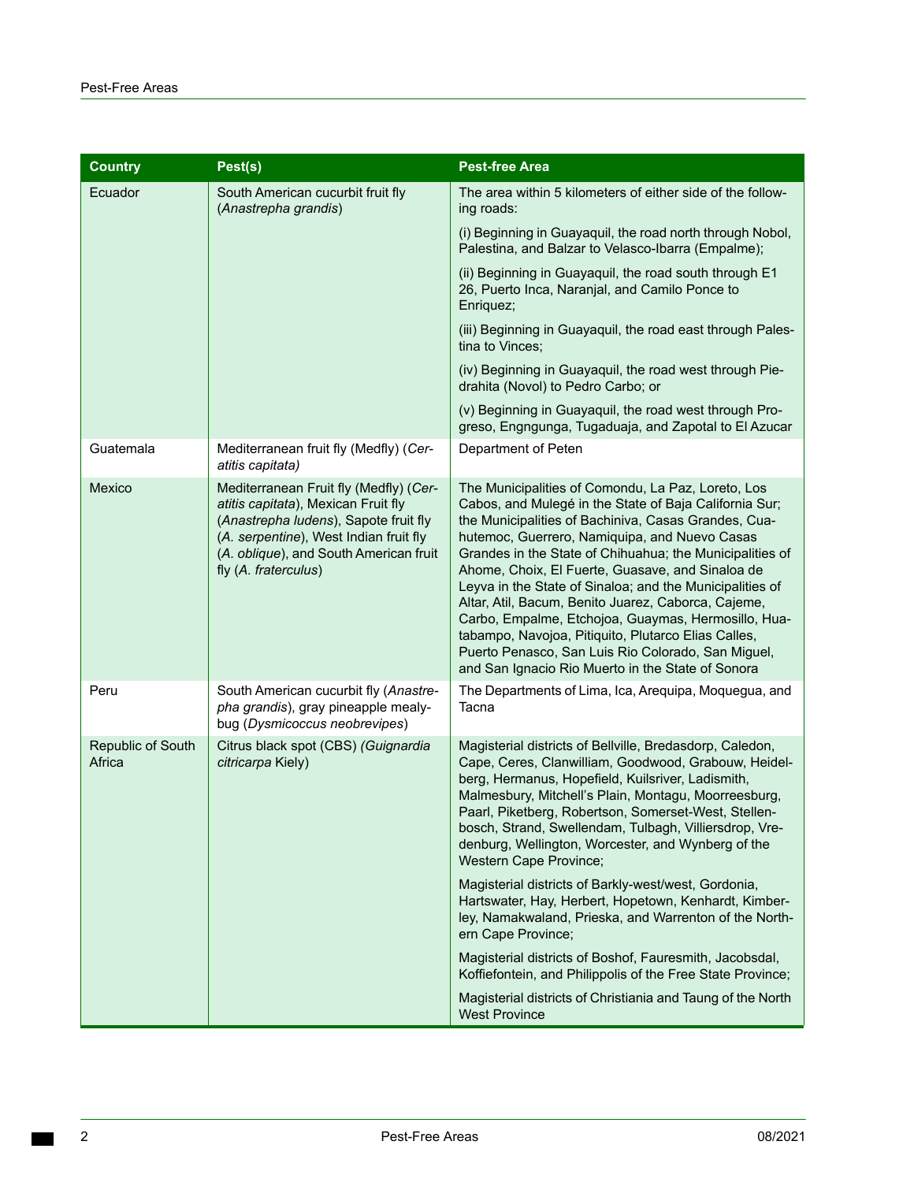| Country | Pest(s) | Pest-free Area |
|---|---|---|
| Ecuador | South American cucurbit fruit fly (*Anastrepha grandis*) | The area within 5 kilometers of either side of the following roads:<br>(i) Beginning in Guayaquil, the road north through Nobol, Palestina, and Balzar to Velasco-Ibarra (Empalme);<br>(ii) Beginning in Guayaquil, the road south through E1 26, Puerto Inca, Naranjal, and Camilo Ponce to Enriquez;<br>(iii) Beginning in Guayaquil, the road east through Palestina to Vinces;<br>(iv) Beginning in Guayaquil, the road west through Piedrahita (Novol) to Pedro Carbo; or<br>(v) Beginning in Guayaquil, the road west through Progreso, Engngunga, Tugaduaja, and Zapotal to El Azucar |
| Guatemala | Mediterranean fruit fly (Medfly) (*Ceratitis capitata)* | Department of Peten |
| Mexico | Mediterranean Fruit fly (Medfly) (*Ceratitis capitata*), Mexican Fruit fly (*Anastrepha ludens*), Sapote fruit fly (*A. serpentine*), West Indian fruit fly (*A. oblique*), and South American fruit fly (*A. fraterculus*) | The Municipalities of Comondu, La Paz, Loreto, Los Cabos, and Mulegé in the State of Baja California Sur; the Municipalities of Bachiniva, Casas Grandes, Cuahutemoc, Guerrero, Namiquipa, and Nuevo Casas Grandes in the State of Chihuahua; the Municipalities of Ahome, Choix, El Fuerte, Guasave, and Sinaloa de Leyva in the State of Sinaloa; and the Municipalities of Altar, Atil, Bacum, Benito Juarez, Caborca, Cajeme, Carbo, Empalme, Etchojoa, Guaymas, Hermosillo, Huatabampo, Navojoa, Pitiquito, Plutarco Elias Calles, Puerto Penasco, San Luis Rio Colorado, San Miguel, and San Ignacio Rio Muerto in the State of Sonora |
| Peru | South American cucurbit fly (*Anastrepha grandis*), gray pineapple mealybug (*Dysmicoccus neobrevipes*) | The Departments of Lima, Ica, Arequipa, Moquegua, and Tacna |
| Republic of South Africa | Citrus black spot (CBS) *(Guignardia citricarpa* Kiely) | Magisterial districts of Bellville, Bredasdorp, Caledon, Cape, Ceres, Clanwilliam, Goodwood, Grabouw, Heidelberg, Hermanus, Hopefield, Kuilsriver, Ladismith, Malmesbury, Mitchell's Plain, Montagu, Moorreesburg, Paarl, Piketberg, Robertson, Somerset-West, Stellenbosch, Strand, Swellendam, Tulbagh, Villiersdrop, Vredenburg, Wellington, Worcester, and Wynberg of the Western Cape Province;<br>Magisterial districts of Barkly-west/west, Gordonia, Hartswater, Hay, Herbert, Hopetown, Kenhardt, Kimberley, Namakwaland, Prieska, and Warrenton of the Northern Cape Province;<br>Magisterial districts of Boshof, Fauresmith, Jacobsdal, Koffiefontein, and Philippolis of the Free State Province;<br>Magisterial districts of Christiania and Taung of the North West Province |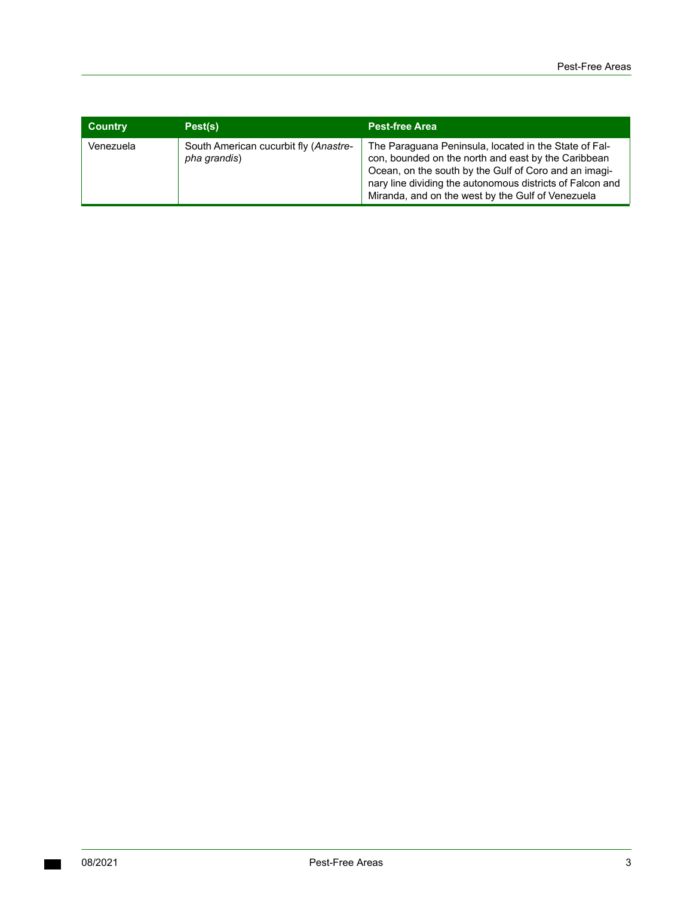| Country | Pest(s) | Pest-free Area |
|---|---|---|
| Venezuela | South American cucurbit fly (*Anastrepha grandis*) | The Paraguana Peninsula, located in the State of Falcon, bounded on the north and east by the Caribbean Ocean, on the south by the Gulf of Coro and an imaginary line dividing the autonomous districts of Falcon and Miranda, and on the west by the Gulf of Venezuela |